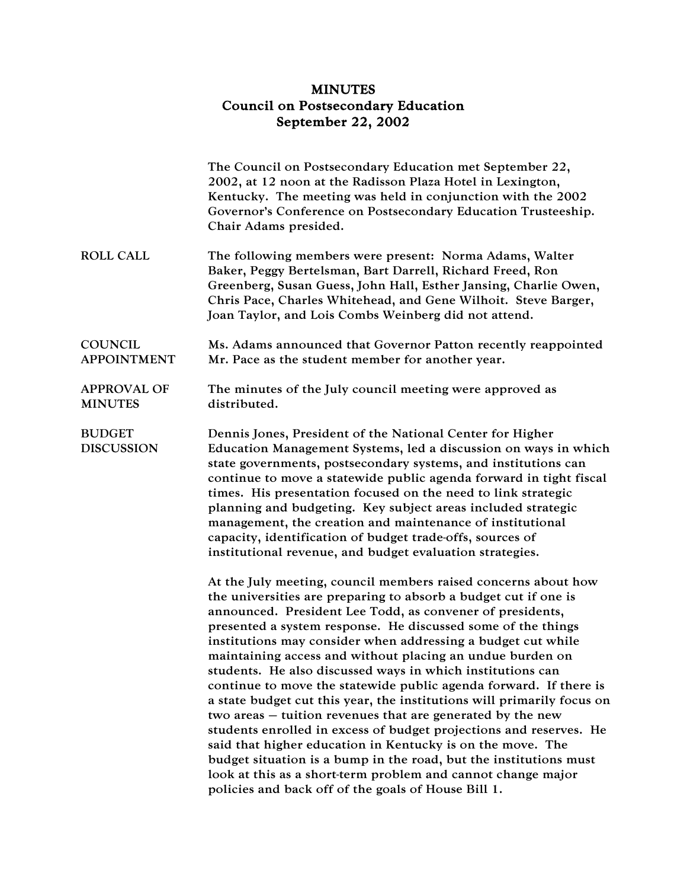# MINUTES
## Council on Postsecondary Education
### September 22, 2002

The Council on Postsecondary Education met September 22, 2002, at 12 noon at the Radisson Plaza Hotel in Lexington, Kentucky. The meeting was held in conjunction with the 2002 Governor's Conference on Postsecondary Education Trusteeship. Chair Adams presided.

**ROLL CALL**

The following members were present: Norma Adams, Walter Baker, Peggy Bertelsman, Bart Darrell, Richard Freed, Ron Greenberg, Susan Guess, John Hall, Esther Jansing, Charlie Owen, Chris Pace, Charles Whitehead, and Gene Wilhoit. Steve Barger, Joan Taylor, and Lois Combs Weinberg did not attend.

**COUNCIL APPOINTMENT**

Ms. Adams announced that Governor Patton recently reappointed Mr. Pace as the student member for another year.

**APPROVAL OF MINUTES**

The minutes of the July council meeting were approved as distributed.

**BUDGET DISCUSSION**

Dennis Jones, President of the National Center for Higher Education Management Systems, led a discussion on ways in which state governments, postsecondary systems, and institutions can continue to move a statewide public agenda forward in tight fiscal times. His presentation focused on the need to link strategic planning and budgeting. Key subject areas included strategic management, the creation and maintenance of institutional capacity, identification of budget trade-offs, sources of institutional revenue, and budget evaluation strategies.

At the July meeting, council members raised concerns about how the universities are preparing to absorb a budget cut if one is announced. President Lee Todd, as convener of presidents, presented a system response. He discussed some of the things institutions may consider when addressing a budget cut while maintaining access and without placing an undue burden on students. He also discussed ways in which institutions can continue to move the statewide public agenda forward. If there is a state budget cut this year, the institutions will primarily focus on two areas – tuition revenues that are generated by the new students enrolled in excess of budget projections and reserves. He said that higher education in Kentucky is on the move. The budget situation is a bump in the road, but the institutions must look at this as a short-term problem and cannot change major policies and back off of the goals of House Bill 1.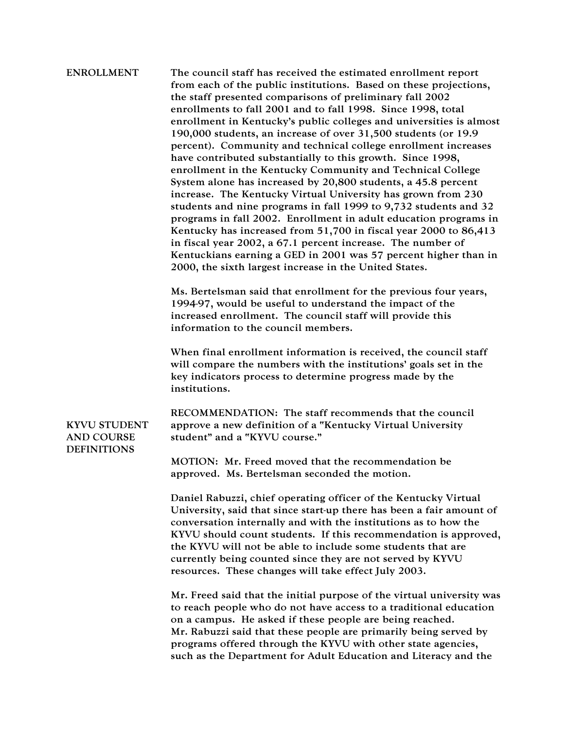## ENROLLMENT

The council staff has received the estimated enrollment report from each of the public institutions. Based on these projections, the staff presented comparisons of preliminary fall 2002 enrollments to fall 2001 and to fall 1998. Since 1998, total enrollment in Kentucky's public colleges and universities is almost 190,000 students, an increase of over 31,500 students (or 19.9 percent). Community and technical college enrollment increases have contributed substantially to this growth. Since 1998, enrollment in the Kentucky Community and Technical College System alone has increased by 20,800 students, a 45.8 percent increase. The Kentucky Virtual University has grown from 230 students and nine programs in fall 1999 to 9,732 students and 32 programs in fall 2002. Enrollment in adult education programs in Kentucky has increased from 51,700 in fiscal year 2000 to 86,413 in fiscal year 2002, a 67.1 percent increase. The number of Kentuckians earning a GED in 2001 was 57 percent higher than in 2000, the sixth largest increase in the United States.

Ms. Bertelsman said that enrollment for the previous four years, 1994-97, would be useful to understand the impact of the increased enrollment. The council staff will provide this information to the council members.

When final enrollment information is received, the council staff will compare the numbers with the institutions' goals set in the key indicators process to determine progress made by the institutions.

## KYVU STUDENT AND COURSE DEFINITIONS

RECOMMENDATION: The staff recommends that the council approve a new definition of a "Kentucky Virtual University student" and a "KYVU course."

MOTION: Mr. Freed moved that the recommendation be approved. Ms. Bertelsman seconded the motion.

Daniel Rabuzzi, chief operating officer of the Kentucky Virtual University, said that since start-up there has been a fair amount of conversation internally and with the institutions as to how the KYVU should count students. If this recommendation is approved, the KYVU will not be able to include some students that are currently being counted since they are not served by KYVU resources. These changes will take effect July 2003.

Mr. Freed said that the initial purpose of the virtual university was to reach people who do not have access to a traditional education on a campus. He asked if these people are being reached.
Mr. Rabuzzi said that these people are primarily being served by programs offered through the KYVU with other state agencies, such as the Department for Adult Education and Literacy and the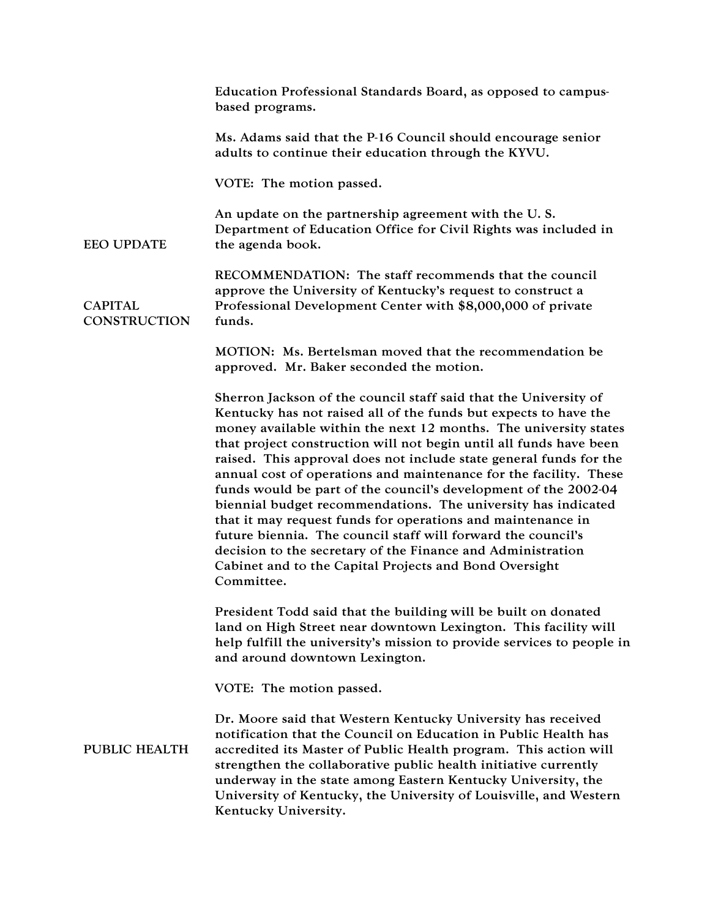Education Professional Standards Board, as opposed to campus-based programs.

Ms. Adams said that the P-16 Council should encourage senior adults to continue their education through the KYVU.

VOTE: The motion passed.

**EEO UPDATE**

An update on the partnership agreement with the U. S. Department of Education Office for Civil Rights was included in the agenda book.

**CAPITAL CONSTRUCTION**

RECOMMENDATION: The staff recommends that the council approve the University of Kentucky's request to construct a Professional Development Center with $8,000,000 of private funds.

MOTION: Ms. Bertelsman moved that the recommendation be approved. Mr. Baker seconded the motion.

Sherron Jackson of the council staff said that the University of Kentucky has not raised all of the funds but expects to have the money available within the next 12 months. The university states that project construction will not begin until all funds have been raised. This approval does not include state general funds for the annual cost of operations and maintenance for the facility. These funds would be part of the council's development of the 2002-04 biennial budget recommendations. The university has indicated that it may request funds for operations and maintenance in future biennia. The council staff will forward the council's decision to the secretary of the Finance and Administration Cabinet and to the Capital Projects and Bond Oversight Committee.

President Todd said that the building will be built on donated land on High Street near downtown Lexington. This facility will help fulfill the university's mission to provide services to people in and around downtown Lexington.

VOTE: The motion passed.

**PUBLIC HEALTH**

Dr. Moore said that Western Kentucky University has received notification that the Council on Education in Public Health has accredited its Master of Public Health program. This action will strengthen the collaborative public health initiative currently underway in the state among Eastern Kentucky University, the University of Kentucky, the University of Louisville, and Western Kentucky University.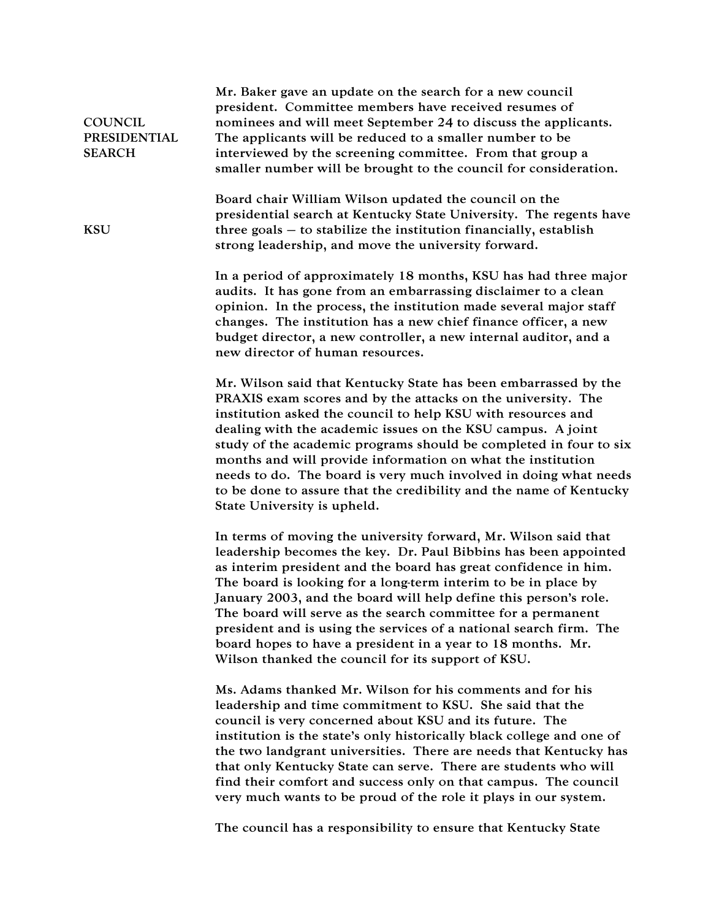**COUNCIL PRESIDENTIAL SEARCH**

Mr. Baker gave an update on the search for a new council president. Committee members have received resumes of nominees and will meet September 24 to discuss the applicants. The applicants will be reduced to a smaller number to be interviewed by the screening committee. From that group a smaller number will be brought to the council for consideration.

**KSU**

Board chair William Wilson updated the council on the presidential search at Kentucky State University. The regents have three goals – to stabilize the institution financially, establish strong leadership, and move the university forward.

In a period of approximately 18 months, KSU has had three major audits. It has gone from an embarrassing disclaimer to a clean opinion. In the process, the institution made several major staff changes. The institution has a new chief finance officer, a new budget director, a new controller, a new internal auditor, and a new director of human resources.

Mr. Wilson said that Kentucky State has been embarrassed by the PRAXIS exam scores and by the attacks on the university. The institution asked the council to help KSU with resources and dealing with the academic issues on the KSU campus. A joint study of the academic programs should be completed in four to six months and will provide information on what the institution needs to do. The board is very much involved in doing what needs to be done to assure that the credibility and the name of Kentucky State University is upheld.

In terms of moving the university forward, Mr. Wilson said that leadership becomes the key. Dr. Paul Bibbins has been appointed as interim president and the board has great confidence in him. The board is looking for a long-term interim to be in place by January 2003, and the board will help define this person's role. The board will serve as the search committee for a permanent president and is using the services of a national search firm. The board hopes to have a president in a year to 18 months. Mr. Wilson thanked the council for its support of KSU.

Ms. Adams thanked Mr. Wilson for his comments and for his leadership and time commitment to KSU. She said that the council is very concerned about KSU and its future. The institution is the state's only historically black college and one of the two landgrant universities. There are needs that Kentucky has that only Kentucky State can serve. There are students who will find their comfort and success only on that campus. The council very much wants to be proud of the role it plays in our system.

The council has a responsibility to ensure that Kentucky State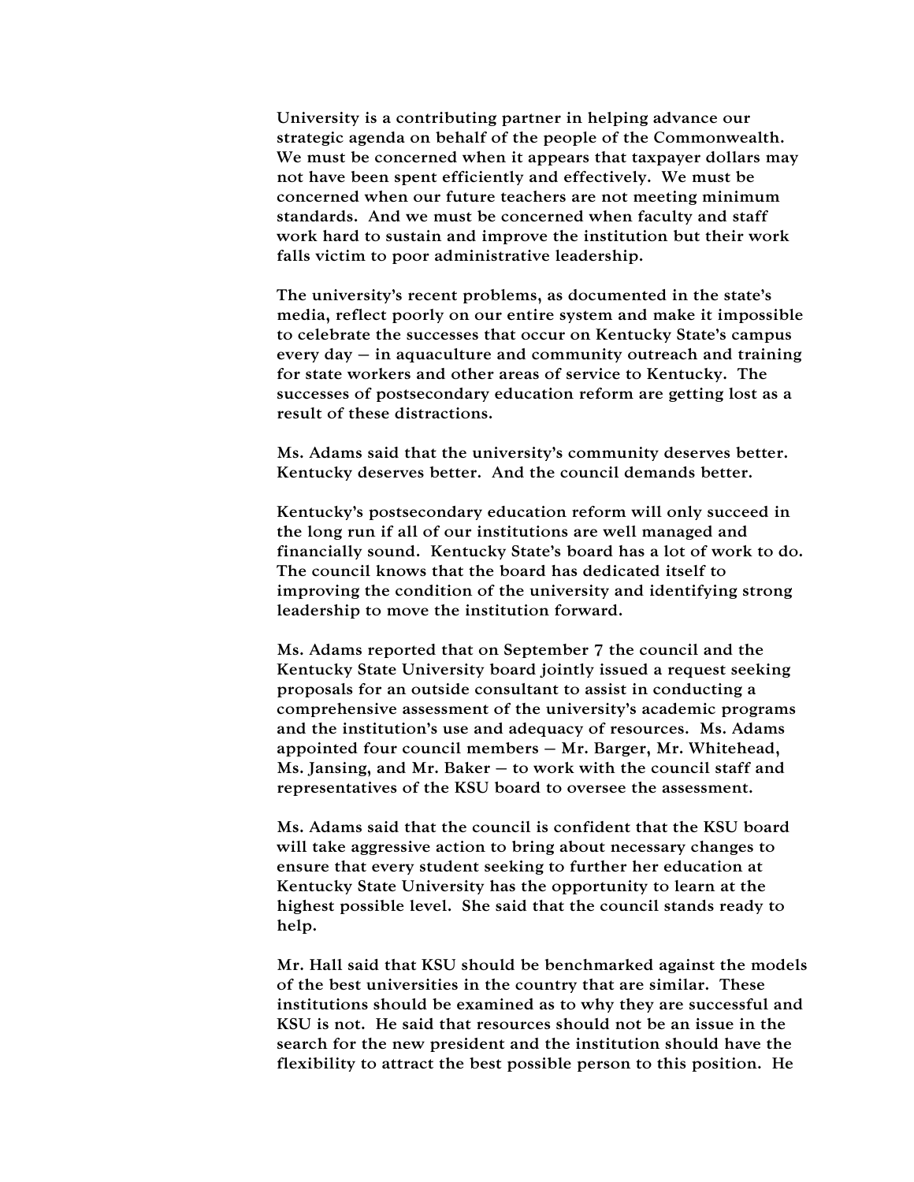University is a contributing partner in helping advance our strategic agenda on behalf of the people of the Commonwealth. We must be concerned when it appears that taxpayer dollars may not have been spent efficiently and effectively. We must be concerned when our future teachers are not meeting minimum standards. And we must be concerned when faculty and staff work hard to sustain and improve the institution but their work falls victim to poor administrative leadership.

The university's recent problems, as documented in the state's media, reflect poorly on our entire system and make it impossible to celebrate the successes that occur on Kentucky State's campus every day – in aquaculture and community outreach and training for state workers and other areas of service to Kentucky. The successes of postsecondary education reform are getting lost as a result of these distractions.

Ms. Adams said that the university's community deserves better. Kentucky deserves better. And the council demands better.

Kentucky's postsecondary education reform will only succeed in the long run if all of our institutions are well managed and financially sound. Kentucky State's board has a lot of work to do. The council knows that the board has dedicated itself to improving the condition of the university and identifying strong leadership to move the institution forward.

Ms. Adams reported that on September 7 the council and the Kentucky State University board jointly issued a request seeking proposals for an outside consultant to assist in conducting a comprehensive assessment of the university's academic programs and the institution's use and adequacy of resources. Ms. Adams appointed four council members – Mr. Barger, Mr. Whitehead, Ms. Jansing, and Mr. Baker – to work with the council staff and representatives of the KSU board to oversee the assessment.

Ms. Adams said that the council is confident that the KSU board will take aggressive action to bring about necessary changes to ensure that every student seeking to further her education at Kentucky State University has the opportunity to learn at the highest possible level. She said that the council stands ready to help.

Mr. Hall said that KSU should be benchmarked against the models of the best universities in the country that are similar. These institutions should be examined as to why they are successful and KSU is not. He said that resources should not be an issue in the search for the new president and the institution should have the flexibility to attract the best possible person to this position. He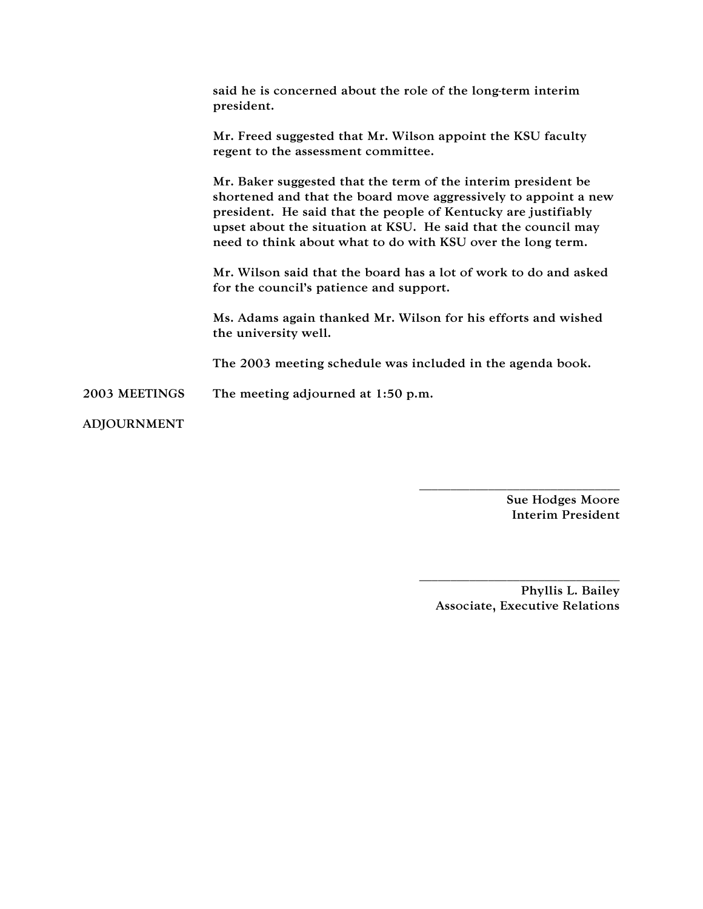said he is concerned about the role of the long-term interim president.

Mr. Freed suggested that Mr. Wilson appoint the KSU faculty regent to the assessment committee.

Mr. Baker suggested that the term of the interim president be shortened and that the board move aggressively to appoint a new president. He said that the people of Kentucky are justifiably upset about the situation at KSU. He said that the council may need to think about what to do with KSU over the long term.

Mr. Wilson said that the board has a lot of work to do and asked for the council's patience and support.

Ms. Adams again thanked Mr. Wilson for his efforts and wished the university well.

**2003 MEETINGS**

The 2003 meeting schedule was included in the agenda book.

**ADJOURNMENT**

The meeting adjourned at 1:50 p.m.

\_\_\_\_\_\_\_\_\_\_\_\_\_\_\_\_\_\_\_\_\_\_\_\_\_\_\_\_\_\_\_\_
Sue Hodges Moore
Interim President

\_\_\_\_\_\_\_\_\_\_\_\_\_\_\_\_\_\_\_\_\_\_\_\_\_\_\_\_\_\_\_\_
Phyllis L. Bailey
Associate, Executive Relations